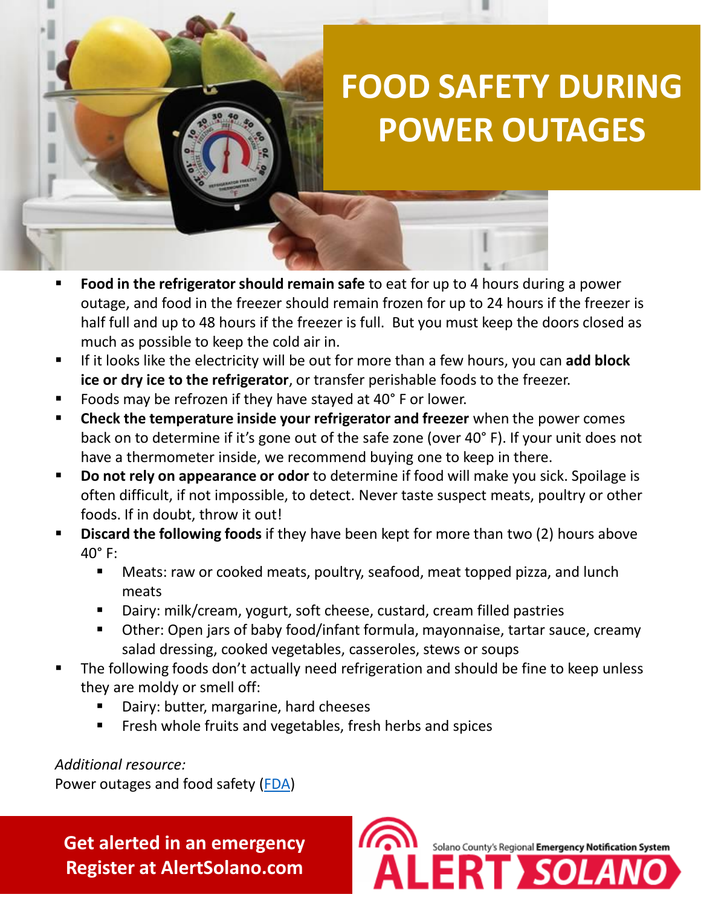# FOOD SAFETY DURING POWER OUTAGES

- **Food in the refrigerator should remain safe** to eat for up to 4 hours during a power outage, and food in the freezer should remain frozen for up to 24 hours if the freezer is half full and up to 48 hours if the freezer is full. But you must keep the doors closed as much as possible to keep the cold air in.
- If it looks like the electricity will be out for more than a few hours, you can **add block ice or dry ice to the refrigerator**, or transfer perishable foods to the freezer.
- Foods may be refrozen if they have stayed at 40˚ F or lower.
- **Check the temperature inside your refrigerator and freezer** when the power comes back on to determine if it's gone out of the safe zone (over 40˚ F). If your unit does not have a thermometer inside, we recommend buying one to keep in there.
- **Do not rely on appearance or odor** to determine if food will make you sick. Spoilage is often difficult, if not impossible, to detect. Never taste suspect meats, poultry or other foods. If in doubt, throw it out!
- **Discard the following foods** if they have been kept for more than two (2) hours above 40˚ F:
  - Meats: raw or cooked meats, poultry, seafood, meat topped pizza, and lunch meats
  - Dairy: milk/cream, yogurt, soft cheese, custard, cream filled pastries
  - Other: Open jars of baby food/infant formula, mayonnaise, tartar sauce, creamy salad dressing, cooked vegetables, casseroles, stews or soups
- The following foods don't actually need refrigeration and should be fine to keep unless they are moldy or smell off:
  - Dairy: butter, margarine, hard cheeses
  - Fresh whole fruits and vegetables, fresh herbs and spices

*Additional resource:*
Power outages and food safety (FDA)

**Get alerted in an emergency**
**Register at AlertSolano.com**

Solano County's Regional **Emergency Notification System**

ALERT SOLANO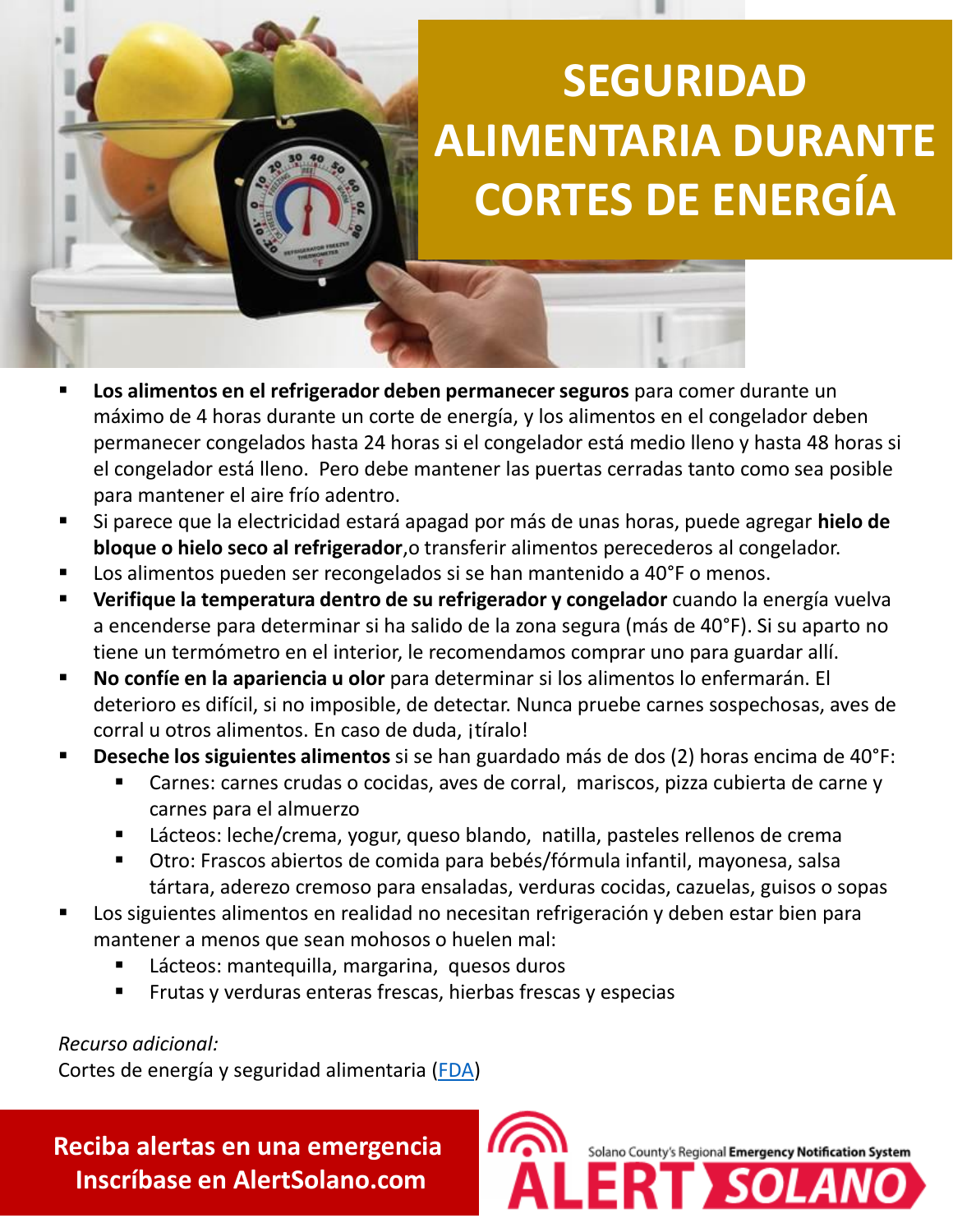# SEGURIDAD ALIMENTARIA DURANTE CORTES DE ENERGÍA

- **Los alimentos en el refrigerador deben permanecer seguros** para comer durante un máximo de 4 horas durante un corte de energía, y los alimentos en el congelador deben permanecer congelados hasta 24 horas si el congelador está medio lleno y hasta 48 horas si el congelador está lleno. Pero debe mantener las puertas cerradas tanto como sea posible para mantener el aire frío adentro.
- Si parece que la electricidad estará apagad por más de unas horas, puede agregar **hielo de bloque o hielo seco al refrigerador**,o transferir alimentos perecederos al congelador.
- Los alimentos pueden ser recongelados si se han mantenido a 40°F o menos.
- **Verifique la temperatura dentro de su refrigerador y congelador** cuando la energía vuelva a encenderse para determinar si ha salido de la zona segura (más de 40°F). Si su aparto no tiene un termómetro en el interior, le recomendamos comprar uno para guardar allí.
- **No confíe en la apariencia u olor** para determinar si los alimentos lo enfermarán. El deterioro es difícil, si no imposible, de detectar. Nunca pruebe carnes sospechosas, aves de corral u otros alimentos. En caso de duda, ¡tíralo!
- **Deseche los siguientes alimentos** si se han guardado más de dos (2) horas encima de 40°F:
  - Carnes: carnes crudas o cocidas, aves de corral, mariscos, pizza cubierta de carne y carnes para el almuerzo
  - Lácteos: leche/crema, yogur, queso blando, natilla, pasteles rellenos de crema
  - Otro: Frascos abiertos de comida para bebés/fórmula infantil, mayonesa, salsa tártara, aderezo cremoso para ensaladas, verduras cocidas, cazuelas, guisos o sopas
- Los siguientes alimentos en realidad no necesitan refrigeración y deben estar bien para mantener a menos que sean mohosos o huelen mal:
  - Lácteos: mantequilla, margarina, quesos duros
  - Frutas y verduras enteras frescas, hierbas frescas y especias

*Recurso adicional:*
Cortes de energía y seguridad alimentaria (FDA)

**Reciba alertas en una emergencia**
**Inscríbase en AlertSolano.com**

Solano County's Regional **Emergency Notification System**
ALERT SOLANO